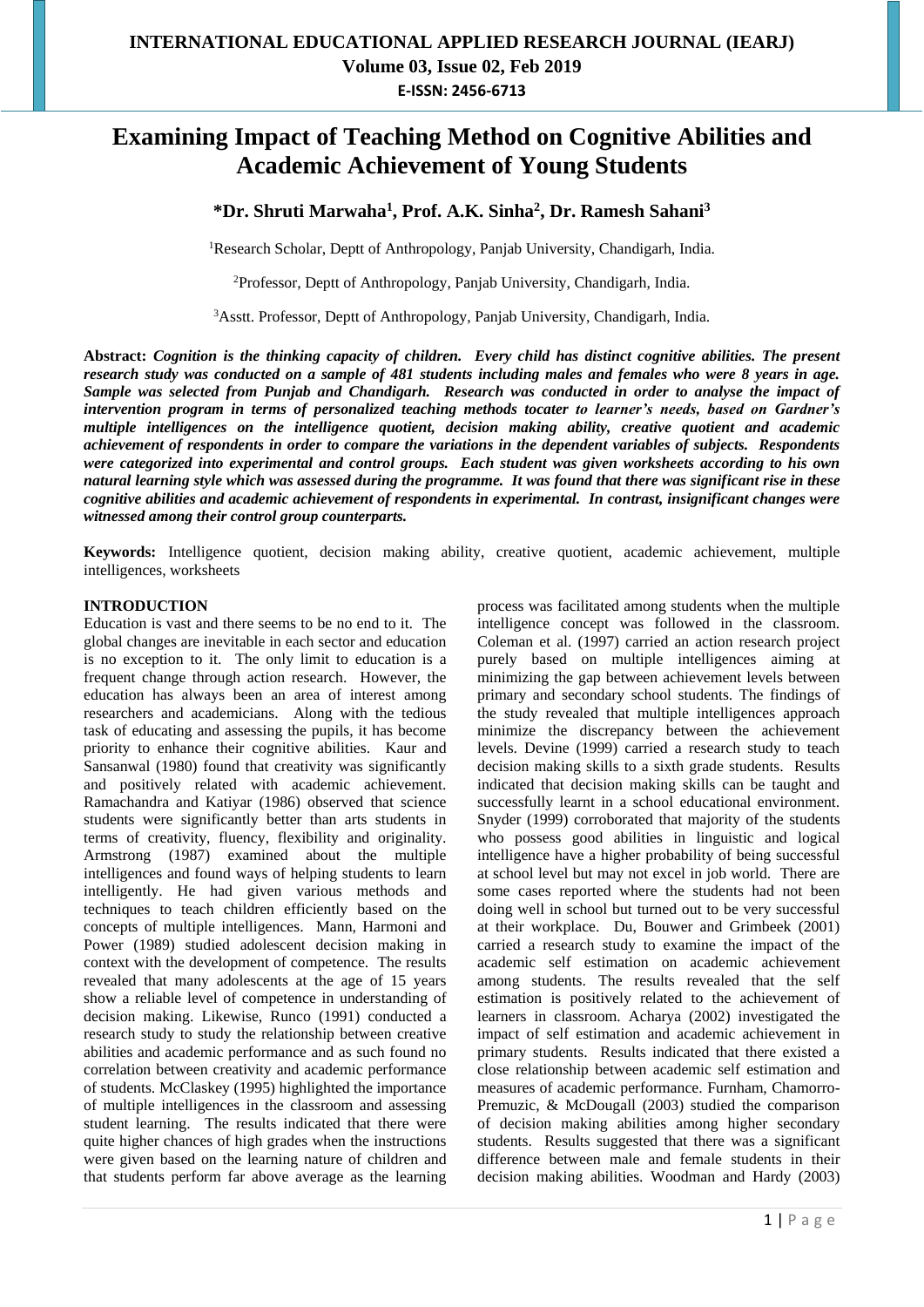# Examining Impact of Teaching Method on Cognitive Abilities and Academic Achievement of Young Students

**\*Dr. Shruti Marwaha[1], Prof. A.K. Sinha[2], Dr. Ramesh Sahani[3]**

[1]Research Scholar, Deptt of Anthropology, Panjab University, Chandigarh, India.

[2]Professor, Deptt of Anthropology, Panjab University, Chandigarh, India.

[3]Asstt. Professor, Deptt of Anthropology, Panjab University, Chandigarh, India.

**Abstract:** ***Cognition is the thinking capacity of children. Every child has distinct cognitive abilities. The present research study was conducted on a sample of 481 students including males and females who were 8 years in age. Sample was selected from Punjab and Chandigarh. Research was conducted in order to analyse the impact of intervention program in terms of personalized teaching methods tocater to learner's needs, based on Gardner's multiple intelligences on the intelligence quotient, decision making ability, creative quotient and academic achievement of respondents in order to compare the variations in the dependent variables of subjects. Respondents were categorized into experimental and control groups. Each student was given worksheets according to his own natural learning style which was assessed during the programme. It was found that there was significant rise in these cognitive abilities and academic achievement of respondents in experimental. In contrast, insignificant changes were witnessed among their control group counterparts.***

**Keywords:** Intelligence quotient, decision making ability, creative quotient, academic achievement, multiple intelligences, worksheets

## INTRODUCTION

Education is vast and there seems to be no end to it. The global changes are inevitable in each sector and education is no exception to it. The only limit to education is a frequent change through action research. However, the education has always been an area of interest among researchers and academicians. Along with the tedious task of educating and assessing the pupils, it has become priority to enhance their cognitive abilities. Kaur and Sansanwal (1980) found that creativity was significantly and positively related with academic achievement. Ramachandra and Katiyar (1986) observed that science students were significantly better than arts students in terms of creativity, fluency, flexibility and originality. Armstrong (1987) examined about the multiple intelligences and found ways of helping students to learn intelligently. He had given various methods and techniques to teach children efficiently based on the concepts of multiple intelligences. Mann, Harmoni and Power (1989) studied adolescent decision making in context with the development of competence. The results revealed that many adolescents at the age of 15 years show a reliable level of competence in understanding of decision making. Likewise, Runco (1991) conducted a research study to study the relationship between creative abilities and academic performance and as such found no correlation between creativity and academic performance of students. McClaskey (1995) highlighted the importance of multiple intelligences in the classroom and assessing student learning. The results indicated that there were quite higher chances of high grades when the instructions were given based on the learning nature of children and that students perform far above average as the learning process was facilitated among students when the multiple intelligence concept was followed in the classroom. Coleman et al. (1997) carried an action research project purely based on multiple intelligences aiming at minimizing the gap between achievement levels between primary and secondary school students. The findings of the study revealed that multiple intelligences approach minimize the discrepancy between the achievement levels. Devine (1999) carried a research study to teach decision making skills to a sixth grade students. Results indicated that decision making skills can be taught and successfully learnt in a school educational environment. Snyder (1999) corroborated that majority of the students who possess good abilities in linguistic and logical intelligence have a higher probability of being successful at school level but may not excel in job world. There are some cases reported where the students had not been doing well in school but turned out to be very successful at their workplace. Du, Bouwer and Grimbeek (2001) carried a research study to examine the impact of the academic self estimation on academic achievement among students. The results revealed that the self estimation is positively related to the achievement of learners in classroom. Acharya (2002) investigated the impact of self estimation and academic achievement in primary students. Results indicated that there existed a close relationship between academic self estimation and measures of academic performance. Furnham, Chamorro-Premuzic, & McDougall (2003) studied the comparison of decision making abilities among higher secondary students. Results suggested that there was a significant difference between male and female students in their decision making abilities. Woodman and Hardy (2003)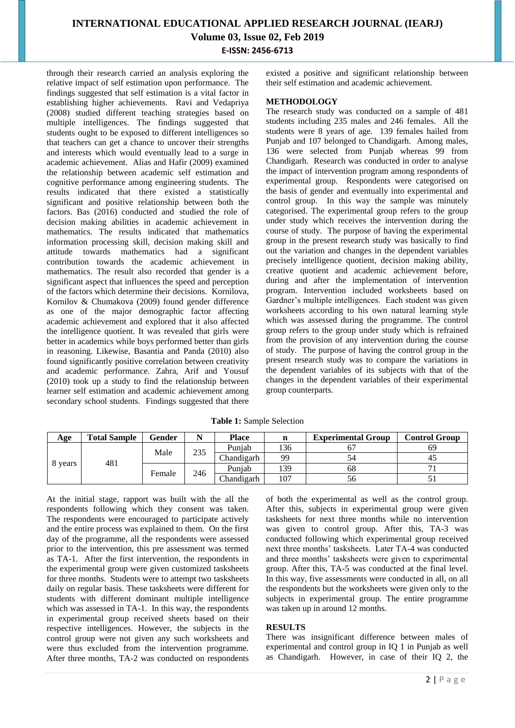through their research carried an analysis exploring the relative impact of self estimation upon performance. The findings suggested that self estimation is a vital factor in establishing higher achievements. Ravi and Vedapriya (2008) studied different teaching strategies based on multiple intelligences. The findings suggested that students ought to be exposed to different intelligences so that teachers can get a chance to uncover their strengths and interests which would eventually lead to a surge in academic achievement. Alias and Hafir (2009) examined the relationship between academic self estimation and cognitive performance among engineering students. The results indicated that there existed a statistically significant and positive relationship between both the factors. Bas (2016) conducted and studied the role of decision making abilities in academic achievement in mathematics. The results indicated that mathematics information processing skill, decision making skill and attitude towards mathematics had a significant contribution towards the academic achievement in mathematics. The result also recorded that gender is a significant aspect that influences the speed and perception of the factors which determine their decisions. Kornilova, Kornilov & Chumakova (2009) found gender difference as one of the major demographic factor affecting academic achievement and explored that it also affected the intelligence quotient. It was revealed that girls were better in academics while boys performed better than girls in reasoning. Likewise, Basantia and Panda (2010) also found significantly positive correlation between creativity and academic performance. Zahra, Arif and Yousuf (2010) took up a study to find the relationship between learner self estimation and academic achievement among secondary school students. Findings suggested that there existed a positive and significant relationship between their self estimation and academic achievement.

## METHODOLOGY

The research study was conducted on a sample of 481 students including 235 males and 246 females. All the students were 8 years of age. 139 females hailed from Punjab and 107 belonged to Chandigarh. Among males, 136 were selected from Punjab whereas 99 from Chandigarh. Research was conducted in order to analyse the impact of intervention program among respondents of experimental group. Respondents were categorised on the basis of gender and eventually into experimental and control group. In this way the sample was minutely categorised. The experimental group refers to the group under study which receives the intervention during the course of study. The purpose of having the experimental group in the present research study was basically to find out the variation and changes in the dependent variables precisely intelligence quotient, decision making ability, creative quotient and academic achievement before, during and after the implementation of intervention program. Intervention included worksheets based on Gardner's multiple intelligences. Each student was given worksheets according to his own natural learning style which was assessed during the programme. The control group refers to the group under study which is refrained from the provision of any intervention during the course of study. The purpose of having the control group in the present research study was to compare the variations in the dependent variables of its subjects with that of the changes in the dependent variables of their experimental group counterparts.

**Table 1:** Sample Selection

| Age | Total Sample | Gender | N | Place | n | Experimental Group | Control Group |
|---|---|---|---|---|---|---|---|
| 8 years | 481 | Male | 235 | Punjab | 136 | 67 | 69 |
| | | | | Chandigarh | 99 | 54 | 45 |
| | | Female | 246 | Punjab | 139 | 68 | 71 |
| | | | | Chandigarh | 107 | 56 | 51 |

At the initial stage, rapport was built with the all the respondents following which they consent was taken. The respondents were encouraged to participate actively and the entire process was explained to them. On the first day of the programme, all the respondents were assessed prior to the intervention, this pre assessment was termed as TA-1. After the first intervention, the respondents in the experimental group were given customized tasksheets for three months. Students were to attempt two tasksheets daily on regular basis. These tasksheets were different for students with different dominant multiple intelligence which was assessed in TA-1. In this way, the respondents in experimental group received sheets based on their respective intelligences. However, the subjects in the control group were not given any such worksheets and were thus excluded from the intervention programme. After three months, TA-2 was conducted on respondents of both the experimental as well as the control group. After this, subjects in experimental group were given tasksheets for next three months while no intervention was given to control group. After this, TA-3 was conducted following which experimental group received next three months' tasksheets. Later TA-4 was conducted and three months' tasksheets were given to experimental group. After this, TA-5 was conducted at the final level. In this way, five assessments were conducted in all, on all the respondents but the worksheets were given only to the subjects in experimental group. The entire programme was taken up in around 12 months.

## RESULTS

There was insignificant difference between males of experimental and control group in IQ 1 in Punjab as well as Chandigarh. However, in case of their IQ 2, the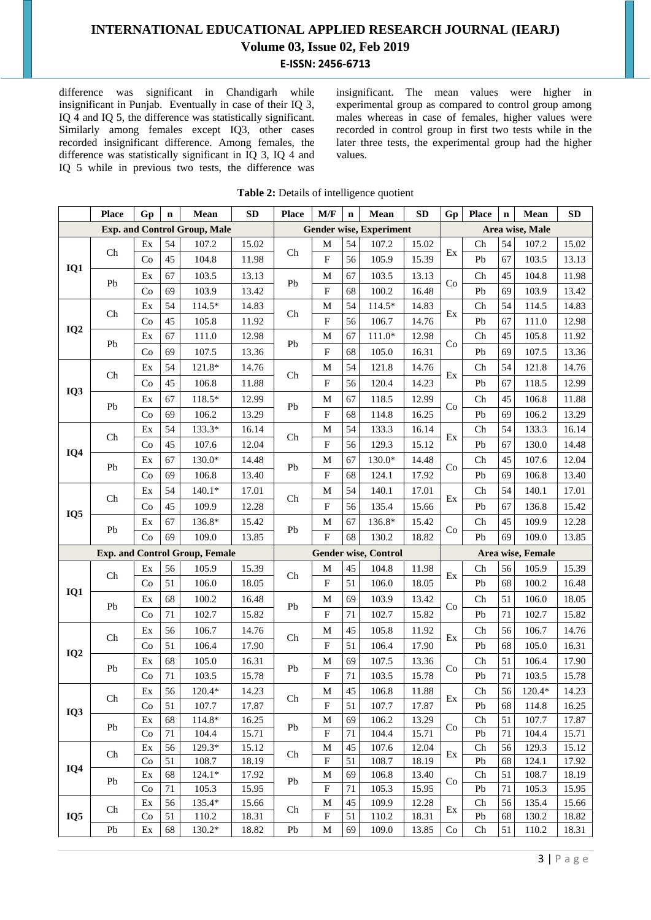difference was significant in Chandigarh while insignificant in Punjab. Eventually in case of their IQ 3, IQ 4 and IQ 5, the difference was statistically significant. Similarly among females except IQ3, other cases recorded insignificant difference. Among females, the difference was statistically significant in IQ 3, IQ 4 and IQ 5 while in previous two tests, the difference was insignificant. The mean values were higher in experimental group as compared to control group among males whereas in case of females, higher values were recorded in control group in first two tests while in the later three tests, the experimental group had the higher values.

**Table 2:** Details of intelligence quotient

| | Place | Gp | n | Mean | SD | Place | M/F | n | Mean | SD | Gp | Place | n | Mean | SD |
|---|---|---|---|---|---|---|---|---|---|---|---|---|---|---|---|
| | **Exp. and Control Group, Male** | | | | | **Gender wise, Experiment** | | | | | **Area wise, Male** | | | | |
| IQ1 | Ch | Ex | 54 | 107.2 | 15.02 | Ch | M | 54 | 107.2 | 15.02 | Ex | Ch | 54 | 107.2 | 15.02 |
| | | Co | 45 | 104.8 | 11.98 | | F | 56 | 105.9 | 15.39 | | Pb | 67 | 103.5 | 13.13 |
| | Pb | Ex | 67 | 103.5 | 13.13 | Pb | M | 67 | 103.5 | 13.13 | Co | Ch | 45 | 104.8 | 11.98 |
| | | Co | 69 | 103.9 | 13.42 | | F | 68 | 100.2 | 16.48 | | Pb | 69 | 103.9 | 13.42 |
| IQ2 | Ch | Ex | 54 | 114.5* | 14.83 | Ch | M | 54 | 114.5* | 14.83 | Ex | Ch | 54 | 114.5 | 14.83 |
| | | Co | 45 | 105.8 | 11.92 | | F | 56 | 106.7 | 14.76 | | Pb | 67 | 111.0 | 12.98 |
| | Pb | Ex | 67 | 111.0 | 12.98 | Pb | M | 67 | 111.0* | 12.98 | Co | Ch | 45 | 105.8 | 11.92 |
| | | Co | 69 | 107.5 | 13.36 | | F | 68 | 105.0 | 16.31 | | Pb | 69 | 107.5 | 13.36 |
| IQ3 | Ch | Ex | 54 | 121.8* | 14.76 | Ch | M | 54 | 121.8 | 14.76 | Ex | Ch | 54 | 121.8 | 14.76 |
| | | Co | 45 | 106.8 | 11.88 | | F | 56 | 120.4 | 14.23 | | Pb | 67 | 118.5 | 12.99 |
| | Pb | Ex | 67 | 118.5* | 12.99 | Pb | M | 67 | 118.5 | 12.99 | Co | Ch | 45 | 106.8 | 11.88 |
| | | Co | 69 | 106.2 | 13.29 | | F | 68 | 114.8 | 16.25 | | Pb | 69 | 106.2 | 13.29 |
| IQ4 | Ch | Ex | 54 | 133.3* | 16.14 | Ch | M | 54 | 133.3 | 16.14 | Ex | Ch | 54 | 133.3 | 16.14 |
| | | Co | 45 | 107.6 | 12.04 | | F | 56 | 129.3 | 15.12 | | Pb | 67 | 130.0 | 14.48 |
| | Pb | Ex | 67 | 130.0* | 14.48 | Pb | M | 67 | 130.0* | 14.48 | Co | Ch | 45 | 107.6 | 12.04 |
| | | Co | 69 | 106.8 | 13.40 | | F | 68 | 124.1 | 17.92 | | Pb | 69 | 106.8 | 13.40 |
| IQ5 | Ch | Ex | 54 | 140.1* | 17.01 | Ch | M | 54 | 140.1 | 17.01 | Ex | Ch | 54 | 140.1 | 17.01 |
| | | Co | 45 | 109.9 | 12.28 | | F | 56 | 135.4 | 15.66 | | Pb | 67 | 136.8 | 15.42 |
| | Pb | Ex | 67 | 136.8* | 15.42 | Pb | M | 67 | 136.8* | 15.42 | Co | Ch | 45 | 109.9 | 12.28 |
| | | Co | 69 | 109.0 | 13.85 | | F | 68 | 130.2 | 18.82 | | Pb | 69 | 109.0 | 13.85 |
| | **Exp. and Control Group, Female** | | | | | **Gender wise, Control** | | | | | **Area wise, Female** | | | | |
| IQ1 | Ch | Ex | 56 | 105.9 | 15.39 | Ch | M | 45 | 104.8 | 11.98 | Ex | Ch | 56 | 105.9 | 15.39 |
| | | Co | 51 | 106.0 | 18.05 | | F | 51 | 106.0 | 18.05 | | Pb | 68 | 100.2 | 16.48 |
| | Pb | Ex | 68 | 100.2 | 16.48 | Pb | M | 69 | 103.9 | 13.42 | Co | Ch | 51 | 106.0 | 18.05 |
| | | Co | 71 | 102.7 | 15.82 | | F | 71 | 102.7 | 15.82 | | Pb | 71 | 102.7 | 15.82 |
| IQ2 | Ch | Ex | 56 | 106.7 | 14.76 | Ch | M | 45 | 105.8 | 11.92 | Ex | Ch | 56 | 106.7 | 14.76 |
| | | Co | 51 | 106.4 | 17.90 | | F | 51 | 106.4 | 17.90 | | Pb | 68 | 105.0 | 16.31 |
| | Pb | Ex | 68 | 105.0 | 16.31 | Pb | M | 69 | 107.5 | 13.36 | Co | Ch | 51 | 106.4 | 17.90 |
| | | Co | 71 | 103.5 | 15.78 | | F | 71 | 103.5 | 15.78 | | Pb | 71 | 103.5 | 15.78 |
| IQ3 | Ch | Ex | 56 | 120.4* | 14.23 | Ch | M | 45 | 106.8 | 11.88 | Ex | Ch | 56 | 120.4* | 14.23 |
| | | Co | 51 | 107.7 | 17.87 | | F | 51 | 107.7 | 17.87 | | Pb | 68 | 114.8 | 16.25 |
| | Pb | Ex | 68 | 114.8* | 16.25 | Pb | M | 69 | 106.2 | 13.29 | Co | Ch | 51 | 107.7 | 17.87 |
| | | Co | 71 | 104.4 | 15.71 | | F | 71 | 104.4 | 15.71 | | Pb | 71 | 104.4 | 15.71 |
| IQ4 | Ch | Ex | 56 | 129.3* | 15.12 | Ch | M | 45 | 107.6 | 12.04 | Ex | Ch | 56 | 129.3 | 15.12 |
| | | Co | 51 | 108.7 | 18.19 | | F | 51 | 108.7 | 18.19 | | Pb | 68 | 124.1 | 17.92 |
| | Pb | Ex | 68 | 124.1* | 17.92 | Pb | M | 69 | 106.8 | 13.40 | Co | Ch | 51 | 108.7 | 18.19 |
| | | Co | 71 | 105.3 | 15.95 | | F | 71 | 105.3 | 15.95 | | Pb | 71 | 105.3 | 15.95 |
| IQ5 | Ch | Ex | 56 | 135.4* | 15.66 | Ch | M | 45 | 109.9 | 12.28 | Ex | Ch | 56 | 135.4 | 15.66 |
| | | Co | 51 | 110.2 | 18.31 | | F | 51 | 110.2 | 18.31 | | Pb | 68 | 130.2 | 18.82 |
| | Pb | Ex | 68 | 130.2* | 18.82 | Pb | M | 69 | 109.0 | 13.85 | Co | Ch | 51 | 110.2 | 18.31 |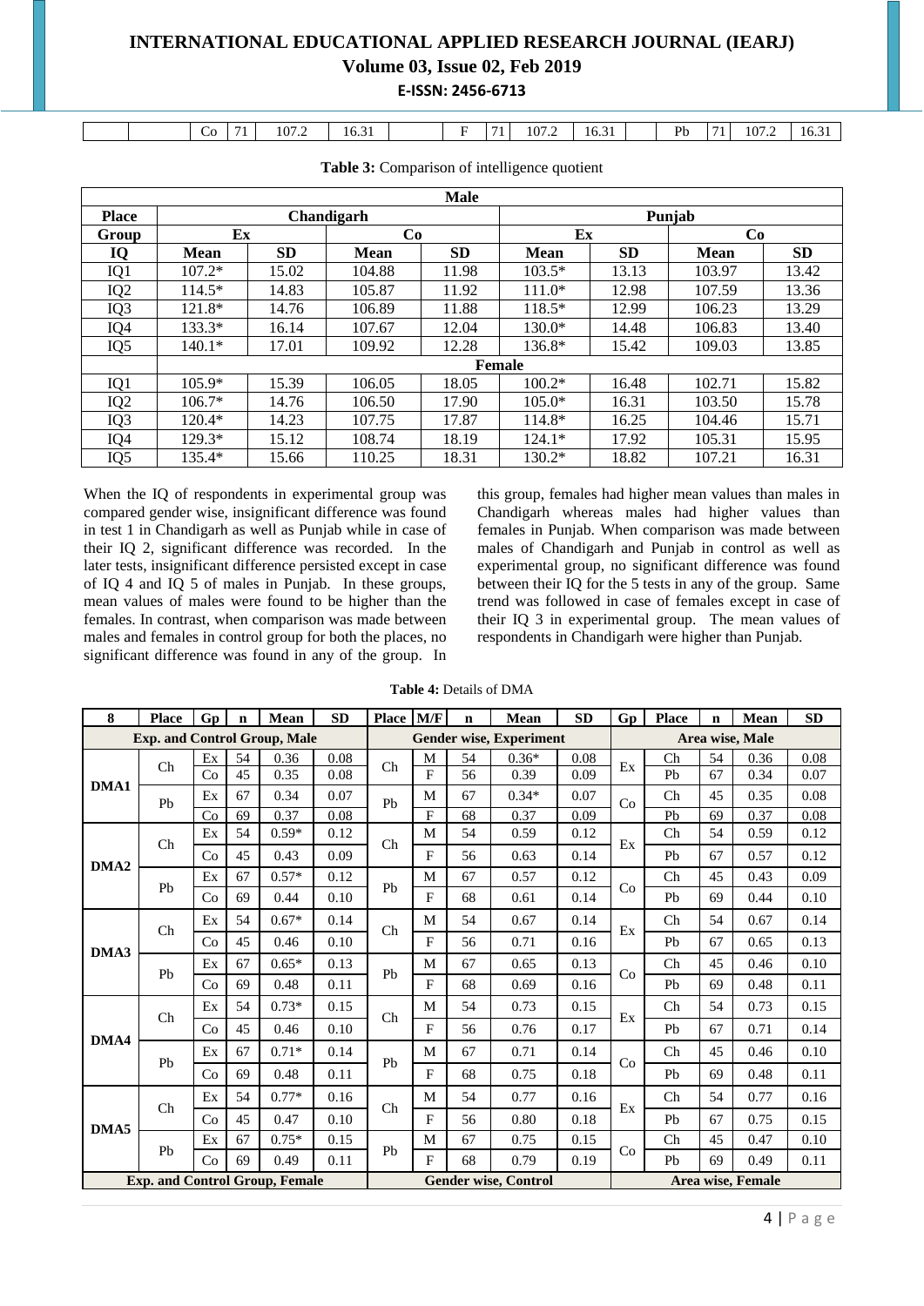| | | Co | 71 | 107.2 | 16.31 | | F | 71 | 107.2 | 16.31 | | Pb | 71 | 107.2 | 16.31 |
|---|---|---|---|---|---|---|---|---|---|---|---|---|---|---|---|

**Table 3:** Comparison of intelligence quotient

| | Male | | | | | | | |
|---|---|---|---|---|---|---|---|---|
| **Place** | **Chandigarh** | | | | **Punjab** | | | |
| **Group** | **Ex** | | **Co** | | **Ex** | | **Co** | |
| **IQ** | **Mean** | **SD** | **Mean** | **SD** | **Mean** | **SD** | **Mean** | **SD** |
| IQ1 | 107.2* | 15.02 | 104.88 | 11.98 | 103.5* | 13.13 | 103.97 | 13.42 |
| IQ2 | 114.5* | 14.83 | 105.87 | 11.92 | 111.0* | 12.98 | 107.59 | 13.36 |
| IQ3 | 121.8* | 14.76 | 106.89 | 11.88 | 118.5* | 12.99 | 106.23 | 13.29 |
| IQ4 | 133.3* | 16.14 | 107.67 | 12.04 | 130.0* | 14.48 | 106.83 | 13.40 |
| IQ5 | 140.1* | 17.01 | 109.92 | 12.28 | 136.8* | 15.42 | 109.03 | 13.85 |
| | **Female** | | | | | | | |
| IQ1 | 105.9* | 15.39 | 106.05 | 18.05 | 100.2* | 16.48 | 102.71 | 15.82 |
| IQ2 | 106.7* | 14.76 | 106.50 | 17.90 | 105.0* | 16.31 | 103.50 | 15.78 |
| IQ3 | 120.4* | 14.23 | 107.75 | 17.87 | 114.8* | 16.25 | 104.46 | 15.71 |
| IQ4 | 129.3* | 15.12 | 108.74 | 18.19 | 124.1* | 17.92 | 105.31 | 15.95 |
| IQ5 | 135.4* | 15.66 | 110.25 | 18.31 | 130.2* | 18.82 | 107.21 | 16.31 |

When the IQ of respondents in experimental group was compared gender wise, insignificant difference was found in test 1 in Chandigarh as well as Punjab while in case of their IQ 2, significant difference was recorded. In the later tests, insignificant difference persisted except in case of IQ 4 and IQ 5 of males in Punjab. In these groups, mean values of males were found to be higher than the females. In contrast, when comparison was made between males and females in control group for both the places, no significant difference was found in any of the group. In this group, females had higher mean values than males in Chandigarh whereas males had higher values than females in Punjab. When comparison was made between males of Chandigarh and Punjab in control as well as experimental group, no significant difference was found between their IQ for the 5 tests in any of the group. Same trend was followed in case of females except in case of their IQ 3 in experimental group. The mean values of respondents in Chandigarh were higher than Punjab.

**Table 4:** Details of DMA

| 8 | Place | Gp | n | Mean | SD | Place | M/F | n | Mean | SD | Gp | Place | n | Mean | SD |
|---|---|---|---|---|---|---|---|---|---|---|---|---|---|---|---|
| | **Exp. and Control Group, Male** | | | | | **Gender wise, Experiment** | | | | | **Area wise, Male** | | | | |
| DMA1 | Ch | Ex | 54 | 0.36 | 0.08 | Ch | M | 54 | 0.36* | 0.08 | Ex | Ch | 54 | 0.36 | 0.08 |
| | | Co | 45 | 0.35 | 0.08 | | F | 56 | 0.39 | 0.09 | | Pb | 67 | 0.34 | 0.07 |
| | Pb | Ex | 67 | 0.34 | 0.07 | Pb | M | 67 | 0.34* | 0.07 | Co | Ch | 45 | 0.35 | 0.08 |
| | | Co | 69 | 0.37 | 0.08 | | F | 68 | 0.37 | 0.09 | | Pb | 69 | 0.37 | 0.08 |
| DMA2 | Ch | Ex | 54 | 0.59* | 0.12 | Ch | M | 54 | 0.59 | 0.12 | Ex | Ch | 54 | 0.59 | 0.12 |
| | | Co | 45 | 0.43 | 0.09 | | F | 56 | 0.63 | 0.14 | | Pb | 67 | 0.57 | 0.12 |
| | Pb | Ex | 67 | 0.57* | 0.12 | Pb | M | 67 | 0.57 | 0.12 | Co | Ch | 45 | 0.43 | 0.09 |
| | | Co | 69 | 0.44 | 0.10 | | F | 68 | 0.61 | 0.14 | | Pb | 69 | 0.44 | 0.10 |
| DMA3 | Ch | Ex | 54 | 0.67* | 0.14 | Ch | M | 54 | 0.67 | 0.14 | Ex | Ch | 54 | 0.67 | 0.14 |
| | | Co | 45 | 0.46 | 0.10 | | F | 56 | 0.71 | 0.16 | | Pb | 67 | 0.65 | 0.13 |
| | Pb | Ex | 67 | 0.65* | 0.13 | Pb | M | 67 | 0.65 | 0.13 | Co | Ch | 45 | 0.46 | 0.10 |
| | | Co | 69 | 0.48 | 0.11 | | F | 68 | 0.69 | 0.16 | | Pb | 69 | 0.48 | 0.11 |
| DMA4 | Ch | Ex | 54 | 0.73* | 0.15 | Ch | M | 54 | 0.73 | 0.15 | Ex | Ch | 54 | 0.73 | 0.15 |
| | | Co | 45 | 0.46 | 0.10 | | F | 56 | 0.76 | 0.17 | | Pb | 67 | 0.71 | 0.14 |
| | Pb | Ex | 67 | 0.71* | 0.14 | Pb | M | 67 | 0.71 | 0.14 | Co | Ch | 45 | 0.46 | 0.10 |
| | | Co | 69 | 0.48 | 0.11 | | F | 68 | 0.75 | 0.18 | | Pb | 69 | 0.48 | 0.11 |
| DMA5 | Ch | Ex | 54 | 0.77* | 0.16 | Ch | M | 54 | 0.77 | 0.16 | Ex | Ch | 54 | 0.77 | 0.16 |
| | | Co | 45 | 0.47 | 0.10 | | F | 56 | 0.80 | 0.18 | | Pb | 67 | 0.75 | 0.15 |
| | Pb | Ex | 67 | 0.75* | 0.15 | Pb | M | 67 | 0.75 | 0.15 | Co | Ch | 45 | 0.47 | 0.10 |
| | | Co | 69 | 0.49 | 0.11 | | F | 68 | 0.79 | 0.19 | | Pb | 69 | 0.49 | 0.11 |
| | **Exp. and Control Group, Female** | | | | | **Gender wise, Control** | | | | | **Area wise, Female** | | | | |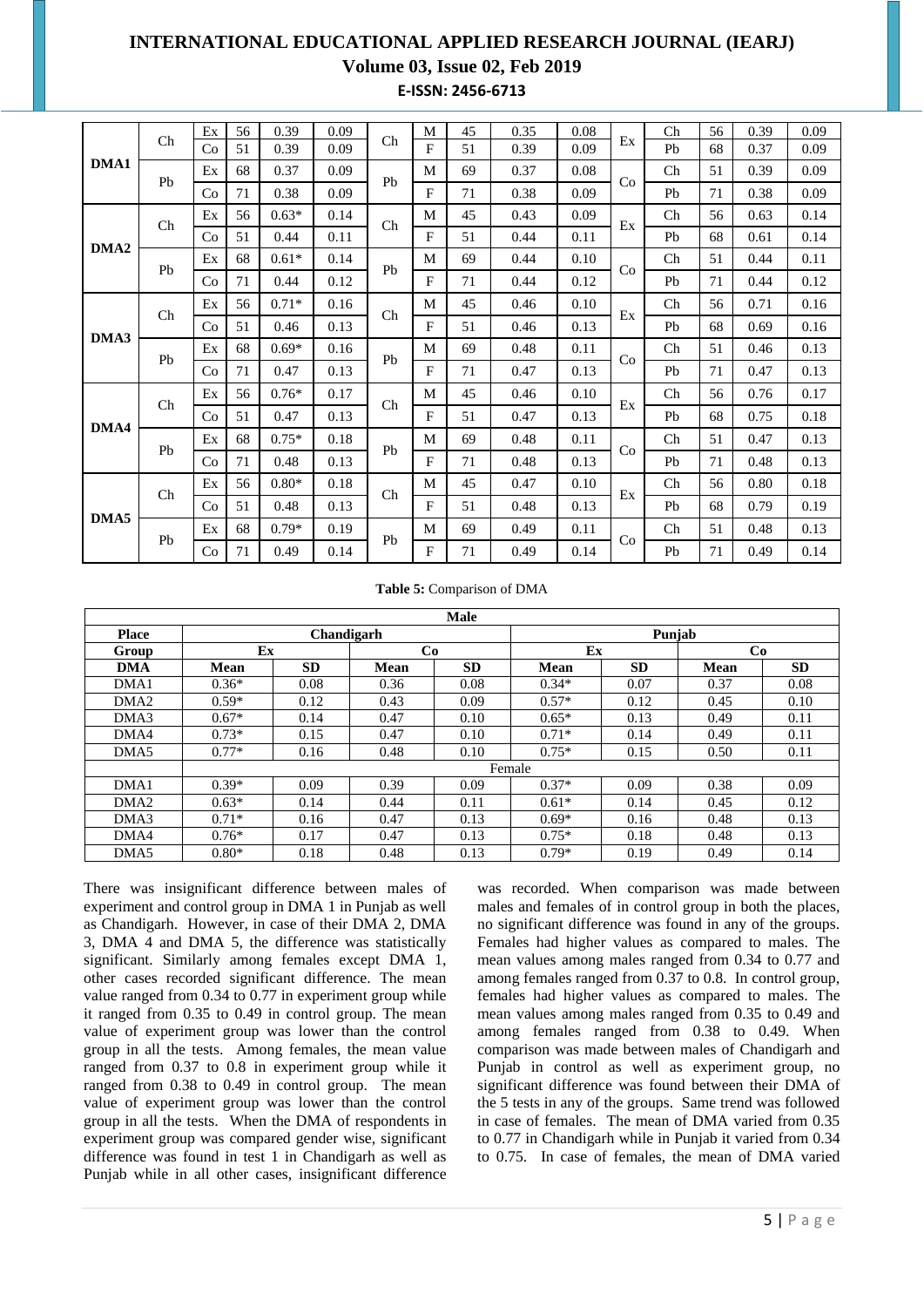| | | | | | | | | | | | | | | | |
|---|---|---|---|---|---|---|---|---|---|---|---|---|---|---|---|
| **DMA1** | Ch | Ex | 56 | 0.39 | 0.09 | Ch | M | 45 | 0.35 | 0.08 | Ex | Ch | 56 | 0.39 | 0.09 |
| | | Co | 51 | 0.39 | 0.09 | | F | 51 | 0.39 | 0.09 | | Pb | 68 | 0.37 | 0.09 |
| | Pb | Ex | 68 | 0.37 | 0.09 | Pb | M | 69 | 0.37 | 0.08 | Co | Ch | 51 | 0.39 | 0.09 |
| | | Co | 71 | 0.38 | 0.09 | | F | 71 | 0.38 | 0.09 | | Pb | 71 | 0.38 | 0.09 |
| **DMA2** | Ch | Ex | 56 | 0.63* | 0.14 | Ch | M | 45 | 0.43 | 0.09 | Ex | Ch | 56 | 0.63 | 0.14 |
| | | Co | 51 | 0.44 | 0.11 | | F | 51 | 0.44 | 0.11 | | Pb | 68 | 0.61 | 0.14 |
| | Pb | Ex | 68 | 0.61* | 0.14 | Pb | M | 69 | 0.44 | 0.10 | Co | Ch | 51 | 0.44 | 0.11 |
| | | Co | 71 | 0.44 | 0.12 | | F | 71 | 0.44 | 0.12 | | Pb | 71 | 0.44 | 0.12 |
| **DMA3** | Ch | Ex | 56 | 0.71* | 0.16 | Ch | M | 45 | 0.46 | 0.10 | Ex | Ch | 56 | 0.71 | 0.16 |
| | | Co | 51 | 0.46 | 0.13 | | F | 51 | 0.46 | 0.13 | | Pb | 68 | 0.69 | 0.16 |
| | Pb | Ex | 68 | 0.69* | 0.16 | Pb | M | 69 | 0.48 | 0.11 | Co | Ch | 51 | 0.46 | 0.13 |
| | | Co | 71 | 0.47 | 0.13 | | F | 71 | 0.47 | 0.13 | | Pb | 71 | 0.47 | 0.13 |
| **DMA4** | Ch | Ex | 56 | 0.76* | 0.17 | Ch | M | 45 | 0.46 | 0.10 | Ex | Ch | 56 | 0.76 | 0.17 |
| | | Co | 51 | 0.47 | 0.13 | | F | 51 | 0.47 | 0.13 | | Pb | 68 | 0.75 | 0.18 |
| | Pb | Ex | 68 | 0.75* | 0.18 | Pb | M | 69 | 0.48 | 0.11 | Co | Ch | 51 | 0.47 | 0.13 |
| | | Co | 71 | 0.48 | 0.13 | | F | 71 | 0.48 | 0.13 | | Pb | 71 | 0.48 | 0.13 |
| **DMA5** | Ch | Ex | 56 | 0.80* | 0.18 | Ch | M | 45 | 0.47 | 0.10 | Ex | Ch | 56 | 0.80 | 0.18 |
| | | Co | 51 | 0.48 | 0.13 | | F | 51 | 0.48 | 0.13 | | Pb | 68 | 0.79 | 0.19 |
| | Pb | Ex | 68 | 0.79* | 0.19 | Pb | M | 69 | 0.49 | 0.11 | Co | Ch | 51 | 0.48 | 0.13 |
| | | Co | 71 | 0.49 | 0.14 | | F | 71 | 0.49 | 0.14 | | Pb | 71 | 0.49 | 0.14 |

**Table 5:** Comparison of DMA

| Male | | | | | | | | |
|---|---|---|---|---|---|---|---|---|
| **Place** | **Chandigarh** | | | | **Punjab** | | | |
| **Group** | **Ex** | | **Co** | | **Ex** | | **Co** | |
| **DMA** | **Mean** | **SD** | **Mean** | **SD** | **Mean** | **SD** | **Mean** | **SD** |
| DMA1 | 0.36* | 0.08 | 0.36 | 0.08 | 0.34* | 0.07 | 0.37 | 0.08 |
| DMA2 | 0.59* | 0.12 | 0.43 | 0.09 | 0.57* | 0.12 | 0.45 | 0.10 |
| DMA3 | 0.67* | 0.14 | 0.47 | 0.10 | 0.65* | 0.13 | 0.49 | 0.11 |
| DMA4 | 0.73* | 0.15 | 0.47 | 0.10 | 0.71* | 0.14 | 0.49 | 0.11 |
| DMA5 | 0.77* | 0.16 | 0.48 | 0.10 | 0.75* | 0.15 | 0.50 | 0.11 |
| | Female | | | | | | | |
| DMA1 | 0.39* | 0.09 | 0.39 | 0.09 | 0.37* | 0.09 | 0.38 | 0.09 |
| DMA2 | 0.63* | 0.14 | 0.44 | 0.11 | 0.61* | 0.14 | 0.45 | 0.12 |
| DMA3 | 0.71* | 0.16 | 0.47 | 0.13 | 0.69* | 0.16 | 0.48 | 0.13 |
| DMA4 | 0.76* | 0.17 | 0.47 | 0.13 | 0.75* | 0.18 | 0.48 | 0.13 |
| DMA5 | 0.80* | 0.18 | 0.48 | 0.13 | 0.79* | 0.19 | 0.49 | 0.14 |

There was insignificant difference between males of experiment and control group in DMA 1 in Punjab as well as Chandigarh. However, in case of their DMA 2, DMA 3, DMA 4 and DMA 5, the difference was statistically significant. Similarly among females except DMA 1, other cases recorded significant difference. The mean value ranged from 0.34 to 0.77 in experiment group while it ranged from 0.35 to 0.49 in control group. The mean value of experiment group was lower than the control group in all the tests. Among females, the mean value ranged from 0.37 to 0.8 in experiment group while it ranged from 0.38 to 0.49 in control group. The mean value of experiment group was lower than the control group in all the tests. When the DMA of respondents in experiment group was compared gender wise, significant difference was found in test 1 in Chandigarh as well as Punjab while in all other cases, insignificant difference was recorded. When comparison was made between males and females of in control group in both the places, no significant difference was found in any of the groups. Females had higher values as compared to males. The mean values among males ranged from 0.34 to 0.77 and among females ranged from 0.37 to 0.8. In control group, females had higher values as compared to males. The mean values among males ranged from 0.35 to 0.49 and among females ranged from 0.38 to 0.49. When comparison was made between males of Chandigarh and Punjab in control as well as experiment group, no significant difference was found between their DMA of the 5 tests in any of the groups. Same trend was followed in case of females. The mean of DMA varied from 0.35 to 0.77 in Chandigarh while in Punjab it varied from 0.34 to 0.75. In case of females, the mean of DMA varied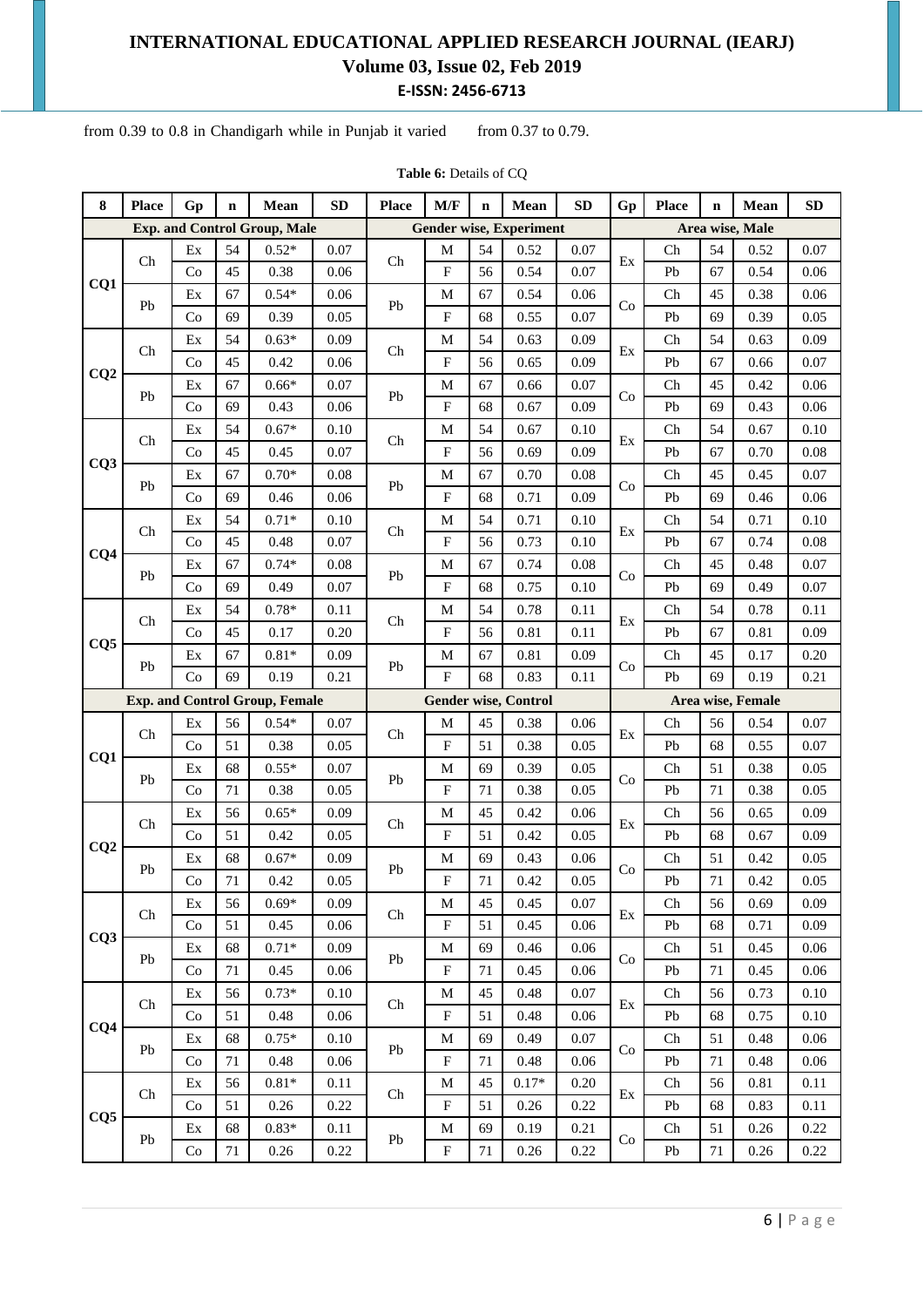from 0.39 to 0.8 in Chandigarh while in Punjab it varied from 0.37 to 0.79.

**Table 6:** Details of CQ

| 8 | Place | Gp | n | Mean | SD | Place | M/F | n | Mean | SD | Gp | Place | n | Mean | SD |
|---|---|---|---|---|---|---|---|---|---|---|---|---|---|---|---|
| | **Exp. and Control Group, Male** | | | | | **Gender wise, Experiment** | | | | | **Area wise, Male** | | | | |
| CQ1 | Ch | Ex | 54 | 0.52* | 0.07 | Ch | M | 54 | 0.52 | 0.07 | Ex | Ch | 54 | 0.52 | 0.07 |
| | | Co | 45 | 0.38 | 0.06 | | F | 56 | 0.54 | 0.07 | | Pb | 67 | 0.54 | 0.06 |
| | Pb | Ex | 67 | 0.54* | 0.06 | Pb | M | 67 | 0.54 | 0.06 | Co | Ch | 45 | 0.38 | 0.06 |
| | | Co | 69 | 0.39 | 0.05 | | F | 68 | 0.55 | 0.07 | | Pb | 69 | 0.39 | 0.05 |
| CQ2 | Ch | Ex | 54 | 0.63* | 0.09 | Ch | M | 54 | 0.63 | 0.09 | Ex | Ch | 54 | 0.63 | 0.09 |
| | | Co | 45 | 0.42 | 0.06 | | F | 56 | 0.65 | 0.09 | | Pb | 67 | 0.66 | 0.07 |
| | Pb | Ex | 67 | 0.66* | 0.07 | Pb | M | 67 | 0.66 | 0.07 | Co | Ch | 45 | 0.42 | 0.06 |
| | | Co | 69 | 0.43 | 0.06 | | F | 68 | 0.67 | 0.09 | | Pb | 69 | 0.43 | 0.06 |
| CQ3 | Ch | Ex | 54 | 0.67* | 0.10 | Ch | M | 54 | 0.67 | 0.10 | Ex | Ch | 54 | 0.67 | 0.10 |
| | | Co | 45 | 0.45 | 0.07 | | F | 56 | 0.69 | 0.09 | | Pb | 67 | 0.70 | 0.08 |
| | Pb | Ex | 67 | 0.70* | 0.08 | Pb | M | 67 | 0.70 | 0.08 | Co | Ch | 45 | 0.45 | 0.07 |
| | | Co | 69 | 0.46 | 0.06 | | F | 68 | 0.71 | 0.09 | | Pb | 69 | 0.46 | 0.06 |
| CQ4 | Ch | Ex | 54 | 0.71* | 0.10 | Ch | M | 54 | 0.71 | 0.10 | Ex | Ch | 54 | 0.71 | 0.10 |
| | | Co | 45 | 0.48 | 0.07 | | F | 56 | 0.73 | 0.10 | | Pb | 67 | 0.74 | 0.08 |
| | Pb | Ex | 67 | 0.74* | 0.08 | Pb | M | 67 | 0.74 | 0.08 | Co | Ch | 45 | 0.48 | 0.07 |
| | | Co | 69 | 0.49 | 0.07 | | F | 68 | 0.75 | 0.10 | | Pb | 69 | 0.49 | 0.07 |
| CQ5 | Ch | Ex | 54 | 0.78* | 0.11 | Ch | M | 54 | 0.78 | 0.11 | Ex | Ch | 54 | 0.78 | 0.11 |
| | | Co | 45 | 0.17 | 0.20 | | F | 56 | 0.81 | 0.11 | | Pb | 67 | 0.81 | 0.09 |
| | Pb | Ex | 67 | 0.81* | 0.09 | Pb | M | 67 | 0.81 | 0.09 | Co | Ch | 45 | 0.17 | 0.20 |
| | | Co | 69 | 0.19 | 0.21 | | F | 68 | 0.83 | 0.11 | | Pb | 69 | 0.19 | 0.21 |
| | **Exp. and Control Group, Female** | | | | | **Gender wise, Control** | | | | | **Area wise, Female** | | | | |
| CQ1 | Ch | Ex | 56 | 0.54* | 0.07 | Ch | M | 45 | 0.38 | 0.06 | Ex | Ch | 56 | 0.54 | 0.07 |
| | | Co | 51 | 0.38 | 0.05 | | F | 51 | 0.38 | 0.05 | | Pb | 68 | 0.55 | 0.07 |
| | Pb | Ex | 68 | 0.55* | 0.07 | Pb | M | 69 | 0.39 | 0.05 | Co | Ch | 51 | 0.38 | 0.05 |
| | | Co | 71 | 0.38 | 0.05 | | F | 71 | 0.38 | 0.05 | | Pb | 71 | 0.38 | 0.05 |
| CQ2 | Ch | Ex | 56 | 0.65* | 0.09 | Ch | M | 45 | 0.42 | 0.06 | Ex | Ch | 56 | 0.65 | 0.09 |
| | | Co | 51 | 0.42 | 0.05 | | F | 51 | 0.42 | 0.05 | | Pb | 68 | 0.67 | 0.09 |
| | Pb | Ex | 68 | 0.67* | 0.09 | Pb | M | 69 | 0.43 | 0.06 | Co | Ch | 51 | 0.42 | 0.05 |
| | | Co | 71 | 0.42 | 0.05 | | F | 71 | 0.42 | 0.05 | | Pb | 71 | 0.42 | 0.05 |
| CQ3 | Ch | Ex | 56 | 0.69* | 0.09 | Ch | M | 45 | 0.45 | 0.07 | Ex | Ch | 56 | 0.69 | 0.09 |
| | | Co | 51 | 0.45 | 0.06 | | F | 51 | 0.45 | 0.06 | | Pb | 68 | 0.71 | 0.09 |
| | Pb | Ex | 68 | 0.71* | 0.09 | Pb | M | 69 | 0.46 | 0.06 | Co | Ch | 51 | 0.45 | 0.06 |
| | | Co | 71 | 0.45 | 0.06 | | F | 71 | 0.45 | 0.06 | | Pb | 71 | 0.45 | 0.06 |
| CQ4 | Ch | Ex | 56 | 0.73* | 0.10 | Ch | M | 45 | 0.48 | 0.07 | Ex | Ch | 56 | 0.73 | 0.10 |
| | | Co | 51 | 0.48 | 0.06 | | F | 51 | 0.48 | 0.06 | | Pb | 68 | 0.75 | 0.10 |
| | Pb | Ex | 68 | 0.75* | 0.10 | Pb | M | 69 | 0.49 | 0.07 | Co | Ch | 51 | 0.48 | 0.06 |
| | | Co | 71 | 0.48 | 0.06 | | F | 71 | 0.48 | 0.06 | | Pb | 71 | 0.48 | 0.06 |
| CQ5 | Ch | Ex | 56 | 0.81* | 0.11 | Ch | M | 45 | 0.17* | 0.20 | Ex | Ch | 56 | 0.81 | 0.11 |
| | | Co | 51 | 0.26 | 0.22 | | F | 51 | 0.26 | 0.22 | | Pb | 68 | 0.83 | 0.11 |
| | Pb | Ex | 68 | 0.83* | 0.11 | Pb | M | 69 | 0.19 | 0.21 | Co | Ch | 51 | 0.26 | 0.22 |
| | | Co | 71 | 0.26 | 0.22 | | F | 71 | 0.26 | 0.22 | | Pb | 71 | 0.26 | 0.22 |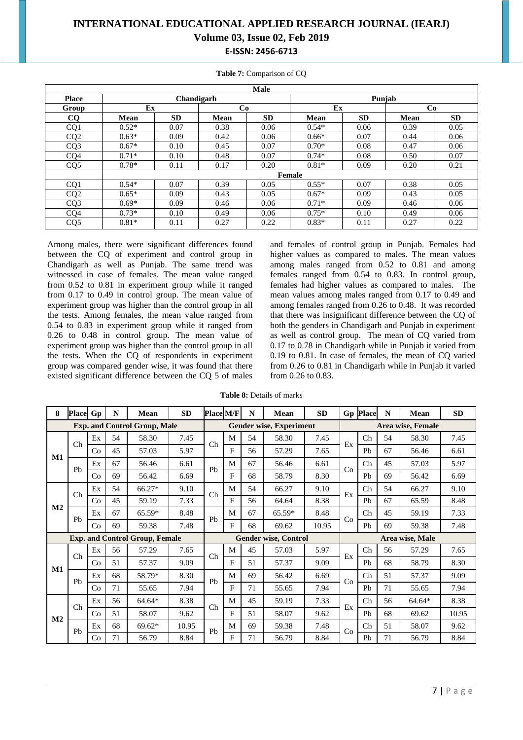**Table 7:** Comparison of CQ

| | Male | | | | | | | |
|---|---|---|---|---|---|---|---|---|
| **Place** | **Chandigarh** | | | | **Punjab** | | | |
| **Group** | **Ex** | | **Co** | | **Ex** | | **Co** | |
| **CQ** | **Mean** | **SD** | **Mean** | **SD** | **Mean** | **SD** | **Mean** | **SD** |
| CQ1 | 0.52* | 0.07 | 0.38 | 0.06 | 0.54* | 0.06 | 0.39 | 0.05 |
| CQ2 | 0.63* | 0.09 | 0.42 | 0.06 | 0.66* | 0.07 | 0.44 | 0.06 |
| CQ3 | 0.67* | 0.10 | 0.45 | 0.07 | 0.70* | 0.08 | 0.47 | 0.06 |
| CQ4 | 0.71* | 0.10 | 0.48 | 0.07 | 0.74* | 0.08 | 0.50 | 0.07 |
| CQ5 | 0.78* | 0.11 | 0.17 | 0.20 | 0.81* | 0.09 | 0.20 | 0.21 |
| | **Female** | | | | | | | |
| CQ1 | 0.54* | 0.07 | 0.39 | 0.05 | 0.55* | 0.07 | 0.38 | 0.05 |
| CQ2 | 0.65* | 0.09 | 0.43 | 0.05 | 0.67* | 0.09 | 0.43 | 0.05 |
| CQ3 | 0.69* | 0.09 | 0.46 | 0.06 | 0.71* | 0.09 | 0.46 | 0.06 |
| CQ4 | 0.73* | 0.10 | 0.49 | 0.06 | 0.75* | 0.10 | 0.49 | 0.06 |
| CQ5 | 0.81* | 0.11 | 0.27 | 0.22 | 0.83* | 0.11 | 0.27 | 0.22 |

Among males, there were significant differences found between the CQ of experiment and control group in Chandigarh as well as Punjab. The same trend was witnessed in case of females. The mean value ranged from 0.52 to 0.81 in experiment group while it ranged from 0.17 to 0.49 in control group. The mean value of experiment group was higher than the control group in all the tests. Among females, the mean value ranged from 0.54 to 0.83 in experiment group while it ranged from 0.26 to 0.48 in control group. The mean value of experiment group was higher than the control group in all the tests. When the CQ of respondents in experiment group was compared gender wise, it was found that there existed significant difference between the CQ 5 of males and females of control group in Punjab. Females had higher values as compared to males. The mean values among males ranged from 0.52 to 0.81 and among females ranged from 0.54 to 0.83. In control group, females had higher values as compared to males. The mean values among males ranged from 0.17 to 0.49 and among females ranged from 0.26 to 0.48. It was recorded that there was insignificant difference between the CQ of both the genders in Chandigarh and Punjab in experiment as well as control group. The mean of CQ varied from 0.17 to 0.78 in Chandigarh while in Punjab it varied from 0.19 to 0.81. In case of females, the mean of CQ varied from 0.26 to 0.81 in Chandigarh while in Punjab it varied from 0.26 to 0.83.

**Table 8:** Details of marks

| 8 | Place | Gp | N | Mean | SD | Place | M/F | N | Mean | SD | Gp | Place | N | Mean | SD |
|---|---|---|---|---|---|---|---|---|---|---|---|---|---|---|---|
| **Exp. and Control Group, Male** | | | | | | **Gender wise, Experiment** | | | | | **Area wise, Female** | | | | |
| M1 | Ch | Ex | 54 | 58.30 | 7.45 | Ch | M | 54 | 58.30 | 7.45 | Ex | Ch | 54 | 58.30 | 7.45 |
| | | Co | 45 | 57.03 | 5.97 | | F | 56 | 57.29 | 7.65 | | Pb | 67 | 56.46 | 6.61 |
| | Pb | Ex | 67 | 56.46 | 6.61 | Pb | M | 67 | 56.46 | 6.61 | Co | Ch | 45 | 57.03 | 5.97 |
| | | Co | 69 | 56.42 | 6.69 | | F | 68 | 58.79 | 8.30 | | Pb | 69 | 56.42 | 6.69 |
| M2 | Ch | Ex | 54 | 66.27* | 9.10 | Ch | M | 54 | 66.27 | 9.10 | Ex | Ch | 54 | 66.27 | 9.10 |
| | | Co | 45 | 59.19 | 7.33 | | F | 56 | 64.64 | 8.38 | | Pb | 67 | 65.59 | 8.48 |
| | Pb | Ex | 67 | 65.59* | 8.48 | Pb | M | 67 | 65.59* | 8.48 | Co | Ch | 45 | 59.19 | 7.33 |
| | | Co | 69 | 59.38 | 7.48 | | F | 68 | 69.62 | 10.95 | | Pb | 69 | 59.38 | 7.48 |
| **Exp. and Control Group, Female** | | | | | | **Gender wise, Control** | | | | | **Area wise, Male** | | | | |
| M1 | Ch | Ex | 56 | 57.29 | 7.65 | Ch | M | 45 | 57.03 | 5.97 | Ex | Ch | 56 | 57.29 | 7.65 |
| | | Co | 51 | 57.37 | 9.09 | | F | 51 | 57.37 | 9.09 | | Pb | 68 | 58.79 | 8.30 |
| | Pb | Ex | 68 | 58.79* | 8.30 | Pb | M | 69 | 56.42 | 6.69 | Co | Ch | 51 | 57.37 | 9.09 |
| | | Co | 71 | 55.65 | 7.94 | | F | 71 | 55.65 | 7.94 | | Pb | 71 | 55.65 | 7.94 |
| M2 | Ch | Ex | 56 | 64.64* | 8.38 | Ch | M | 45 | 59.19 | 7.33 | Ex | Ch | 56 | 64.64* | 8.38 |
| | | Co | 51 | 58.07 | 9.62 | | F | 51 | 58.07 | 9.62 | | Pb | 68 | 69.62 | 10.95 |
| | Pb | Ex | 68 | 69.62* | 10.95 | Pb | M | 69 | 59.38 | 7.48 | Co | Ch | 51 | 58.07 | 9.62 |
| | | Co | 71 | 56.79 | 8.84 | | F | 71 | 56.79 | 8.84 | | Pb | 71 | 56.79 | 8.84 |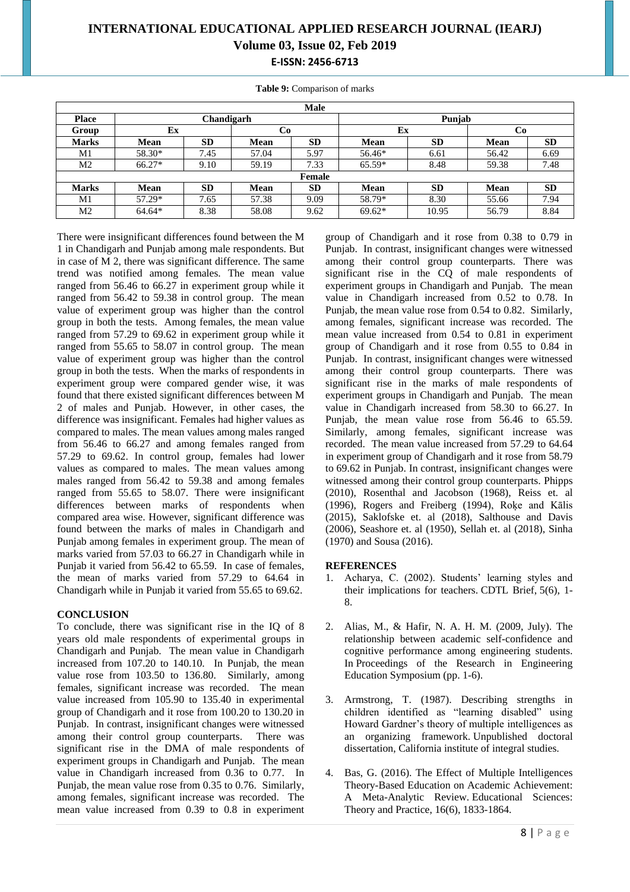**Table 9:** Comparison of marks

| Male | | | | | | | | |
|---|---|---|---|---|---|---|---|---|
| **Place** | **Chandigarh** | | | | **Punjab** | | | |
| **Group** | **Ex** | | **Co** | | **Ex** | | **Co** | |
| **Marks** | **Mean** | **SD** | **Mean** | **SD** | **Mean** | **SD** | **Mean** | **SD** |
| M1 | 58.30* | 7.45 | 57.04 | 5.97 | 56.46* | 6.61 | 56.42 | 6.69 |
| M2 | 66.27* | 9.10 | 59.19 | 7.33 | 65.59* | 8.48 | 59.38 | 7.48 |
| **Female** | | | | | | | | |
| **Marks** | **Mean** | **SD** | **Mean** | **SD** | **Mean** | **SD** | **Mean** | **SD** |
| M1 | 57.29* | 7.65 | 57.38 | 9.09 | 58.79* | 8.30 | 55.66 | 7.94 |
| M2 | 64.64* | 8.38 | 58.08 | 9.62 | 69.62* | 10.95 | 56.79 | 8.84 |

There were insignificant differences found between the M 1 in Chandigarh and Punjab among male respondents. But in case of M 2, there was significant difference. The same trend was notified among females. The mean value ranged from 56.46 to 66.27 in experiment group while it ranged from 56.42 to 59.38 in control group. The mean value of experiment group was higher than the control group in both the tests. Among females, the mean value ranged from 57.29 to 69.62 in experiment group while it ranged from 55.65 to 58.07 in control group. The mean value of experiment group was higher than the control group in both the tests. When the marks of respondents in experiment group were compared gender wise, it was found that there existed significant differences between M 2 of males and Punjab. However, in other cases, the difference was insignificant. Females had higher values as compared to males. The mean values among males ranged from 56.46 to 66.27 and among females ranged from 57.29 to 69.62. In control group, females had lower values as compared to males. The mean values among males ranged from 56.42 to 59.38 and among females ranged from 55.65 to 58.07. There were insignificant differences between marks of respondents when compared area wise. However, significant difference was found between the marks of males in Chandigarh and Punjab among females in experiment group. The mean of marks varied from 57.03 to 66.27 in Chandigarh while in Punjab it varied from 56.42 to 65.59. In case of females, the mean of marks varied from 57.29 to 64.64 in Chandigarh while in Punjab it varied from 55.65 to 69.62.

## CONCLUSION

To conclude, there was significant rise in the IQ of 8 years old male respondents of experimental groups in Chandigarh and Punjab. The mean value in Chandigarh increased from 107.20 to 140.10. In Punjab, the mean value rose from 103.50 to 136.80. Similarly, among females, significant increase was recorded. The mean value increased from 105.90 to 135.40 in experimental group of Chandigarh and it rose from 100.20 to 130.20 in Punjab. In contrast, insignificant changes were witnessed among their control group counterparts. There was significant rise in the DMA of male respondents of experiment groups in Chandigarh and Punjab. The mean value in Chandigarh increased from 0.36 to 0.77. In Punjab, the mean value rose from 0.35 to 0.76. Similarly, among females, significant increase was recorded. The mean value increased from 0.39 to 0.8 in experiment group of Chandigarh and it rose from 0.38 to 0.79 in Punjab. In contrast, insignificant changes were witnessed among their control group counterparts. There was significant rise in the CQ of male respondents of experiment groups in Chandigarh and Punjab. The mean value in Chandigarh increased from 0.52 to 0.78. In Punjab, the mean value rose from 0.54 to 0.82. Similarly, among females, significant increase was recorded. The mean value increased from 0.54 to 0.81 in experiment group of Chandigarh and it rose from 0.55 to 0.84 in Punjab. In contrast, insignificant changes were witnessed among their control group counterparts. There was significant rise in the marks of male respondents of experiment groups in Chandigarh and Punjab. The mean value in Chandigarh increased from 58.30 to 66.27. In Punjab, the mean value rose from 56.46 to 65.59. Similarly, among females, significant increase was recorded. The mean value increased from 57.29 to 64.64 in experiment group of Chandigarh and it rose from 58.79 to 69.62 in Punjab. In contrast, insignificant changes were witnessed among their control group counterparts. Phipps (2010), Rosenthal and Jacobson (1968), Reiss et. al (1996), Rogers and Freiberg (1994), Roķe and Kālis (2015), Saklofske et. al (2018), Salthouse and Davis (2006), Seashore et. al (1950), Sellah et. al (2018), Sinha (1970) and Sousa (2016).

## REFERENCES

1. Acharya, C. (2002). Students' learning styles and their implications for teachers. CDTL Brief, 5(6), 1-8.
2. Alias, M., & Hafir, N. A. H. M. (2009, July). The relationship between academic self-confidence and cognitive performance among engineering students. In Proceedings of the Research in Engineering Education Symposium (pp. 1-6).
3. Armstrong, T. (1987). Describing strengths in children identified as "learning disabled" using Howard Gardner's theory of multiple intelligences as an organizing framework. Unpublished doctoral dissertation, California institute of integral studies.
4. Bas, G. (2016). The Effect of Multiple Intelligences Theory-Based Education on Academic Achievement: A Meta-Analytic Review. Educational Sciences: Theory and Practice, 16(6), 1833-1864.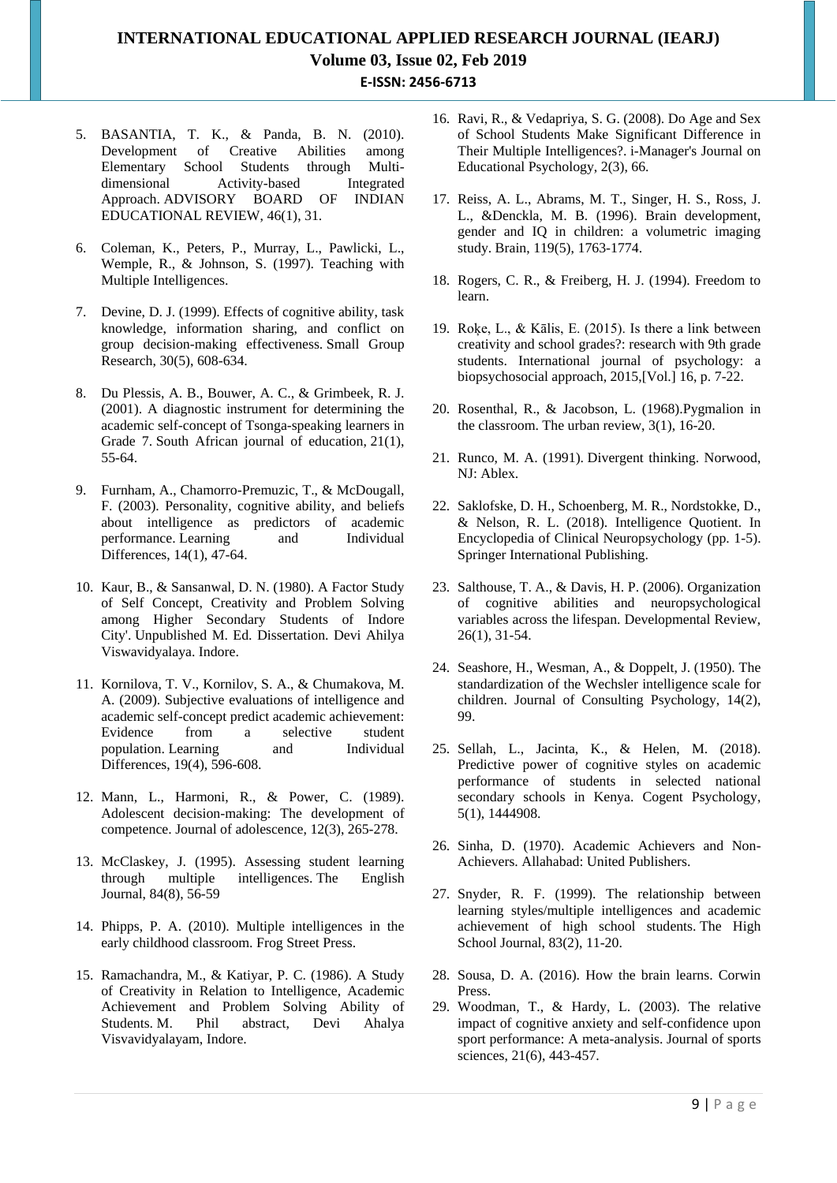5. BASANTIA, T. K., & Panda, B. N. (2010). Development of Creative Abilities among Elementary School Students through Multi-dimensional Activity-based Integrated Approach. ADVISORY BOARD OF INDIAN EDUCATIONAL REVIEW, 46(1), 31.

6. Coleman, K., Peters, P., Murray, L., Pawlicki, L., Wemple, R., & Johnson, S. (1997). Teaching with Multiple Intelligences.

7. Devine, D. J. (1999). Effects of cognitive ability, task knowledge, information sharing, and conflict on group decision-making effectiveness. Small Group Research, 30(5), 608-634.

8. Du Plessis, A. B., Bouwer, A. C., & Grimbeek, R. J. (2001). A diagnostic instrument for determining the academic self-concept of Tsonga-speaking learners in Grade 7. South African journal of education, 21(1), 55-64.

9. Furnham, A., Chamorro-Premuzic, T., & McDougall, F. (2003). Personality, cognitive ability, and beliefs about intelligence as predictors of academic performance. Learning and Individual Differences, 14(1), 47-64.

10. Kaur, B., & Sansanwal, D. N. (1980). A Factor Study of Self Concept, Creativity and Problem Solving among Higher Secondary Students of Indore City'. Unpublished M. Ed. Dissertation. Devi Ahilya Viswavidyalaya. Indore.

11. Kornilova, T. V., Kornilov, S. A., & Chumakova, M. A. (2009). Subjective evaluations of intelligence and academic self-concept predict academic achievement: Evidence from a selective student population. Learning and Individual Differences, 19(4), 596-608.

12. Mann, L., Harmoni, R., & Power, C. (1989). Adolescent decision-making: The development of competence. Journal of adolescence, 12(3), 265-278.

13. McClaskey, J. (1995). Assessing student learning through multiple intelligences. The English Journal, 84(8), 56-59

14. Phipps, P. A. (2010). Multiple intelligences in the early childhood classroom. Frog Street Press.

15. Ramachandra, M., & Katiyar, P. C. (1986). A Study of Creativity in Relation to Intelligence, Academic Achievement and Problem Solving Ability of Students. M. Phil abstract, Devi Ahalya Visvavidyalayam, Indore.

16. Ravi, R., & Vedapriya, S. G. (2008). Do Age and Sex of School Students Make Significant Difference in Their Multiple Intelligences?. i-Manager's Journal on Educational Psychology, 2(3), 66.

17. Reiss, A. L., Abrams, M. T., Singer, H. S., Ross, J. L., &Denckla, M. B. (1996). Brain development, gender and IQ in children: a volumetric imaging study. Brain, 119(5), 1763-1774.

18. Rogers, C. R., & Freiberg, H. J. (1994). Freedom to learn.

19. Roķe, L., & Kālis, E. (2015). Is there a link between creativity and school grades?: research with 9th grade students. International journal of psychology: a biopsychosocial approach, 2015,[Vol.] 16, p. 7-22.

20. Rosenthal, R., & Jacobson, L. (1968).Pygmalion in the classroom. The urban review, 3(1), 16-20.

21. Runco, M. A. (1991). Divergent thinking. Norwood, NJ: Ablex.

22. Saklofske, D. H., Schoenberg, M. R., Nordstokke, D., & Nelson, R. L. (2018). Intelligence Quotient. In Encyclopedia of Clinical Neuropsychology (pp. 1-5). Springer International Publishing.

23. Salthouse, T. A., & Davis, H. P. (2006). Organization of cognitive abilities and neuropsychological variables across the lifespan. Developmental Review, 26(1), 31-54.

24. Seashore, H., Wesman, A., & Doppelt, J. (1950). The standardization of the Wechsler intelligence scale for children. Journal of Consulting Psychology, 14(2), 99.

25. Sellah, L., Jacinta, K., & Helen, M. (2018). Predictive power of cognitive styles on academic performance of students in selected national secondary schools in Kenya. Cogent Psychology, 5(1), 1444908.

26. Sinha, D. (1970). Academic Achievers and Non-Achievers. Allahabad: United Publishers.

27. Snyder, R. F. (1999). The relationship between learning styles/multiple intelligences and academic achievement of high school students. The High School Journal, 83(2), 11-20.

28. Sousa, D. A. (2016). How the brain learns. Corwin Press.

29. Woodman, T., & Hardy, L. (2003). The relative impact of cognitive anxiety and self-confidence upon sport performance: A meta-analysis. Journal of sports sciences, 21(6), 443-457.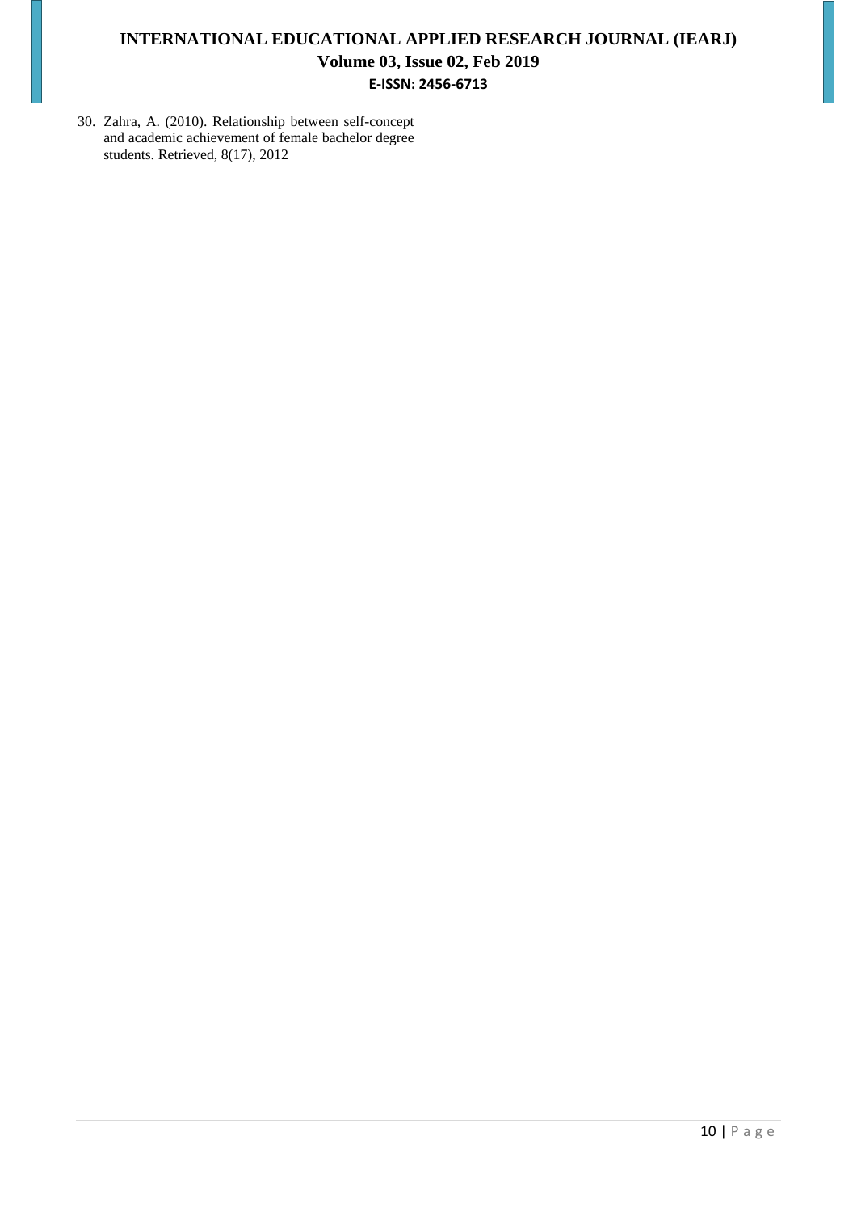30. Zahra, A. (2010). Relationship between self-concept and academic achievement of female bachelor degree students. Retrieved, 8(17), 2012